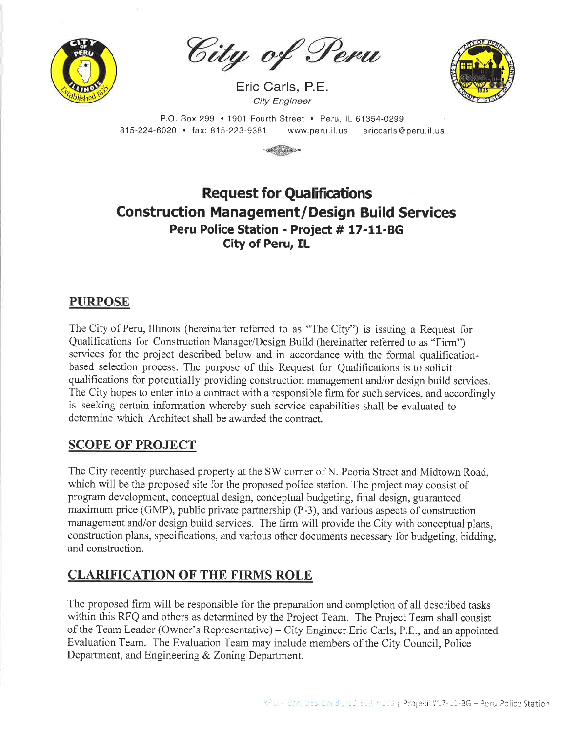*City of Peru*

Eric Carls, P.E.
*City Engineer*

P.O. Box 299 • 1901 Fourth Street • Peru, IL 61354-0299
815-224-6020 • fax: 815-223-9381 www.peru.il.us ericcarls@peru.il.us

# Request for Qualifications
# Construction Management/Design Build Services
### Peru Police Station - Project # 17-11-BG
### City of Peru, IL

## PURPOSE

The City of Peru, Illinois (hereinafter referred to as "The City") is issuing a Request for Qualifications for Construction Manager/Design Build (hereinafter referred to as "Firm") services for the project described below and in accordance with the formal qualification-based selection process. The purpose of this Request for Qualifications is to solicit qualifications for potentially providing construction management and/or design build services. The City hopes to enter into a contract with a responsible firm for such services, and accordingly is seeking certain information whereby such service capabilities shall be evaluated to determine which Architect shall be awarded the contract.

## SCOPE OF PROJECT

The City recently purchased property at the SW corner of N. Peoria Street and Midtown Road, which will be the proposed site for the proposed police station. The project may consist of program development, conceptual design, conceptual budgeting, final design, guaranteed maximum price (GMP), public private partnership (P-3), and various aspects of construction management and/or design build services. The firm will provide the City with conceptual plans, construction plans, specifications, and various other documents necessary for budgeting, bidding, and construction.

## CLARIFICATION OF THE FIRMS ROLE

The proposed firm will be responsible for the preparation and completion of all described tasks within this RFQ and others as determined by the Project Team. The Project Team shall consist of the Team Leader (Owner's Representative) – City Engineer Eric Carls, P.E., and an appointed Evaluation Team. The Evaluation Team may include members of the City Council, Police Department, and Engineering & Zoning Department.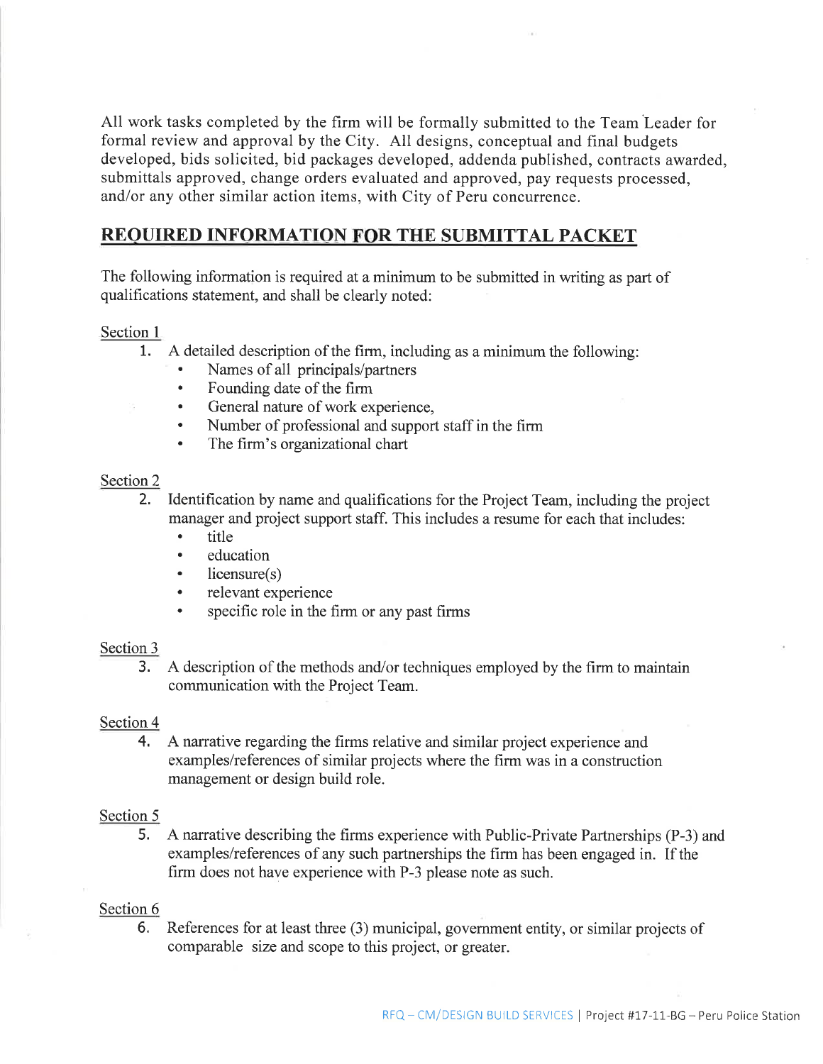All work tasks completed by the firm will be formally submitted to the Team Leader for formal review and approval by the City. All designs, conceptual and final budgets developed, bids solicited, bid packages developed, addenda published, contracts awarded, submittals approved, change orders evaluated and approved, pay requests processed, and/or any other similar action items, with City of Peru concurrence.

## REQUIRED INFORMATION FOR THE SUBMITTAL PACKET

The following information is required at a minimum to be submitted in writing as part of qualifications statement, and shall be clearly noted:

Section 1

1. A detailed description of the firm, including as a minimum the following:
   - Names of all principals/partners
   - Founding date of the firm
   - General nature of work experience,
   - Number of professional and support staff in the firm
   - The firm's organizational chart

Section 2

2. Identification by name and qualifications for the Project Team, including the project manager and project support staff. This includes a resume for each that includes:
   - title
   - education
   - licensure(s)
   - relevant experience
   - specific role in the firm or any past firms

Section 3

3. A description of the methods and/or techniques employed by the firm to maintain communication with the Project Team.

Section 4

4. A narrative regarding the firms relative and similar project experience and examples/references of similar projects where the firm was in a construction management or design build role.

Section 5

5. A narrative describing the firms experience with Public-Private Partnerships (P-3) and examples/references of any such partnerships the firm has been engaged in. If the firm does not have experience with P-3 please note as such.

Section 6

6. References for at least three (3) municipal, government entity, or similar projects of comparable size and scope to this project, or greater.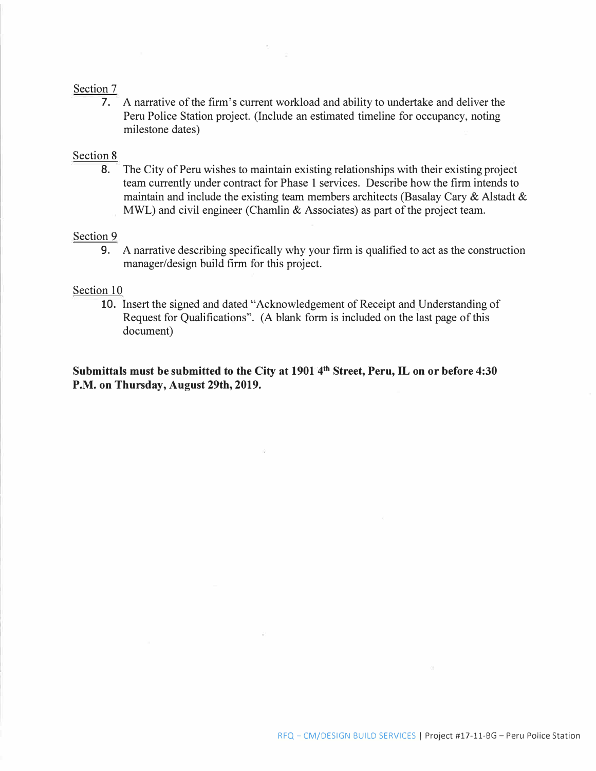Section 7

7. A narrative of the firm's current workload and ability to undertake and deliver the Peru Police Station project. (Include an estimated timeline for occupancy, noting milestone dates)

Section 8

8. The City of Peru wishes to maintain existing relationships with their existing project team currently under contract for Phase 1 services. Describe how the firm intends to maintain and include the existing team members architects (Basalay Cary & Alstadt & MWL) and civil engineer (Chamlin & Associates) as part of the project team.

Section 9

9. A narrative describing specifically why your firm is qualified to act as the construction manager/design build firm for this project.

Section 10

10. Insert the signed and dated "Acknowledgement of Receipt and Understanding of Request for Qualifications". (A blank form is included on the last page of this document)

**Submittals must be submitted to the City at 1901 4th Street, Peru, IL on or before 4:30 P.M. on Thursday, August 29th, 2019.**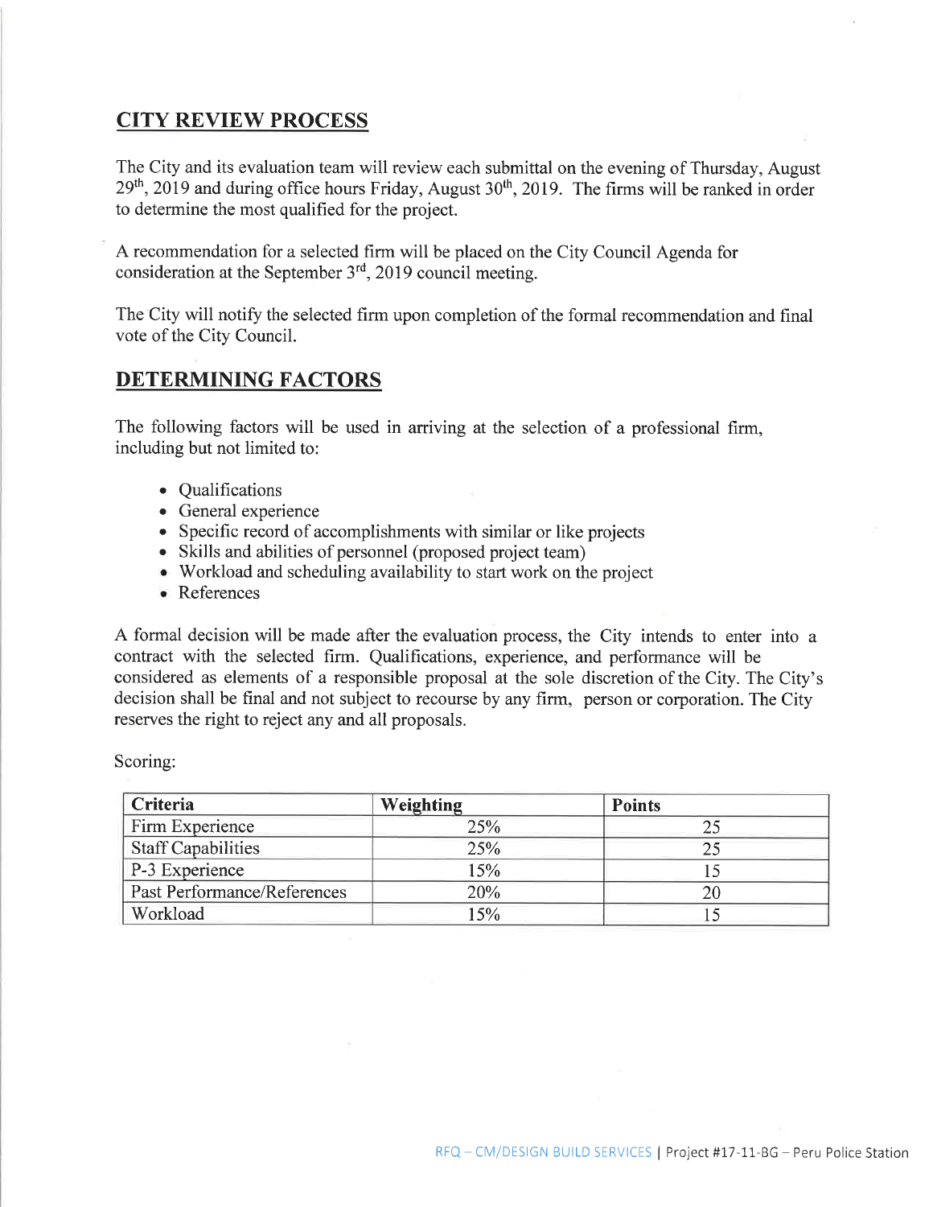## CITY REVIEW PROCESS

The City and its evaluation team will review each submittal on the evening of Thursday, August 29th, 2019 and during office hours Friday, August 30th, 2019. The firms will be ranked in order to determine the most qualified for the project.

A recommendation for a selected firm will be placed on the City Council Agenda for consideration at the September 3rd, 2019 council meeting.

The City will notify the selected firm upon completion of the formal recommendation and final vote of the City Council.

## DETERMINING FACTORS

The following factors will be used in arriving at the selection of a professional firm, including but not limited to:

- Qualifications
- General experience
- Specific record of accomplishments with similar or like projects
- Skills and abilities of personnel (proposed project team)
- Workload and scheduling availability to start work on the project
- References

A formal decision will be made after the evaluation process, the City intends to enter into a contract with the selected firm. Qualifications, experience, and performance will be considered as elements of a responsible proposal at the sole discretion of the City. The City's decision shall be final and not subject to recourse by any firm, person or corporation. The City reserves the right to reject any and all proposals.

Scoring:

| Criteria | Weighting | Points |
|---|---|---|
| Firm Experience | 25% | 25 |
| Staff Capabilities | 25% | 25 |
| P-3 Experience | 15% | 15 |
| Past Performance/References | 20% | 20 |
| Workload | 15% | 15 |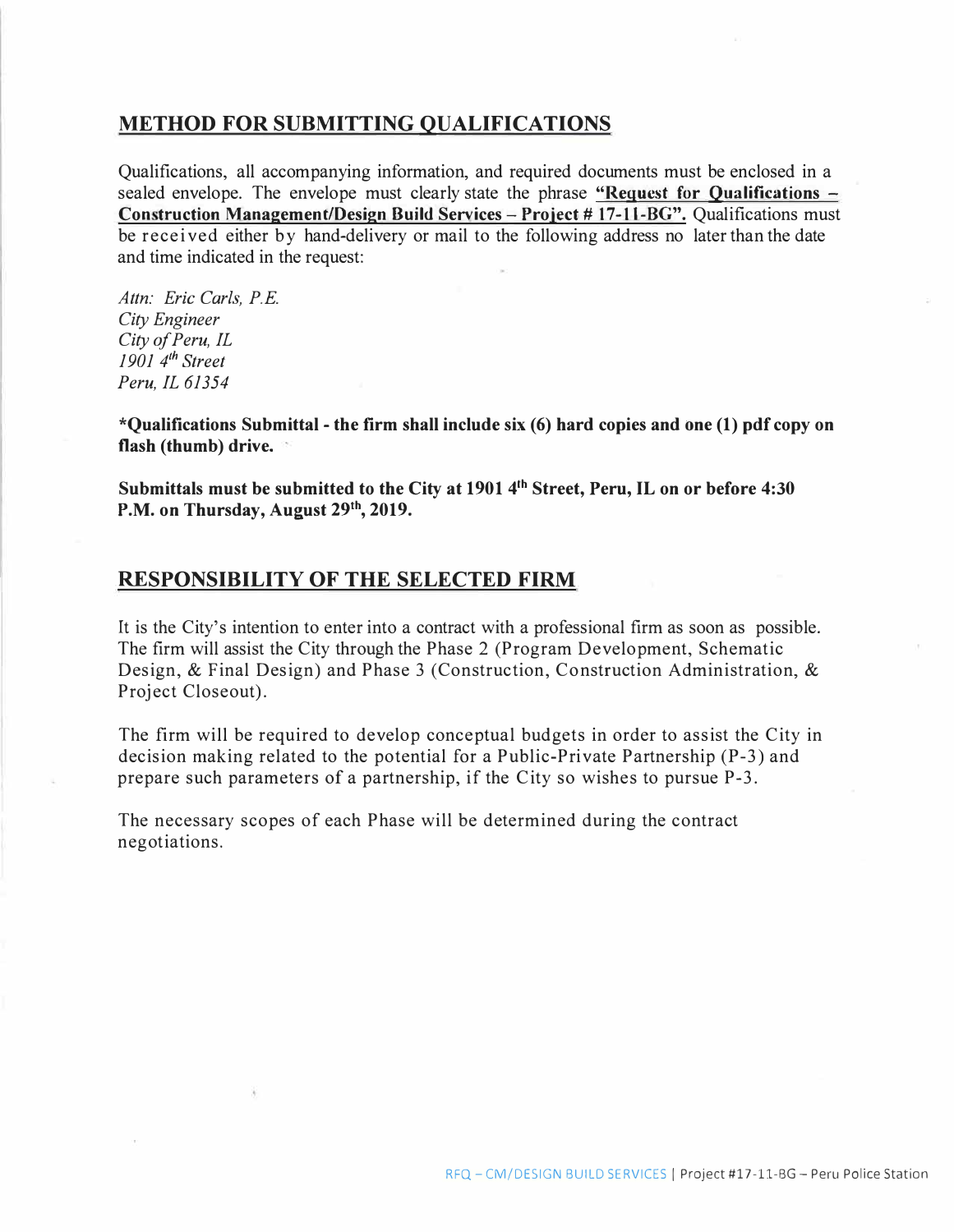## METHOD FOR SUBMITTING QUALIFICATIONS

Qualifications, all accompanying information, and required documents must be enclosed in a sealed envelope. The envelope must clearly state the phrase **"Request for Qualifications – Construction Management/Design Build Services – Project # 17-11-BG".** Qualifications must be received either by hand-delivery or mail to the following address no later than the date and time indicated in the request:

*Attn: Eric Carls, P.E.*
*City Engineer*
*City of Peru, IL*
*1901 4th Street*
*Peru, IL 61354*

**\*Qualifications Submittal - the firm shall include six (6) hard copies and one (1) pdf copy on flash (thumb) drive.**

**Submittals must be submitted to the City at 1901 4th Street, Peru, IL on or before 4:30 P.M. on Thursday, August 29th, 2019.**

## RESPONSIBILITY OF THE SELECTED FIRM

It is the City's intention to enter into a contract with a professional firm as soon as possible. The firm will assist the City through the Phase 2 (Program Development, Schematic Design, & Final Design) and Phase 3 (Construction, Construction Administration, & Project Closeout).

The firm will be required to develop conceptual budgets in order to assist the City in decision making related to the potential for a Public-Private Partnership (P-3) and prepare such parameters of a partnership, if the City so wishes to pursue P-3.

The necessary scopes of each Phase will be determined during the contract negotiations.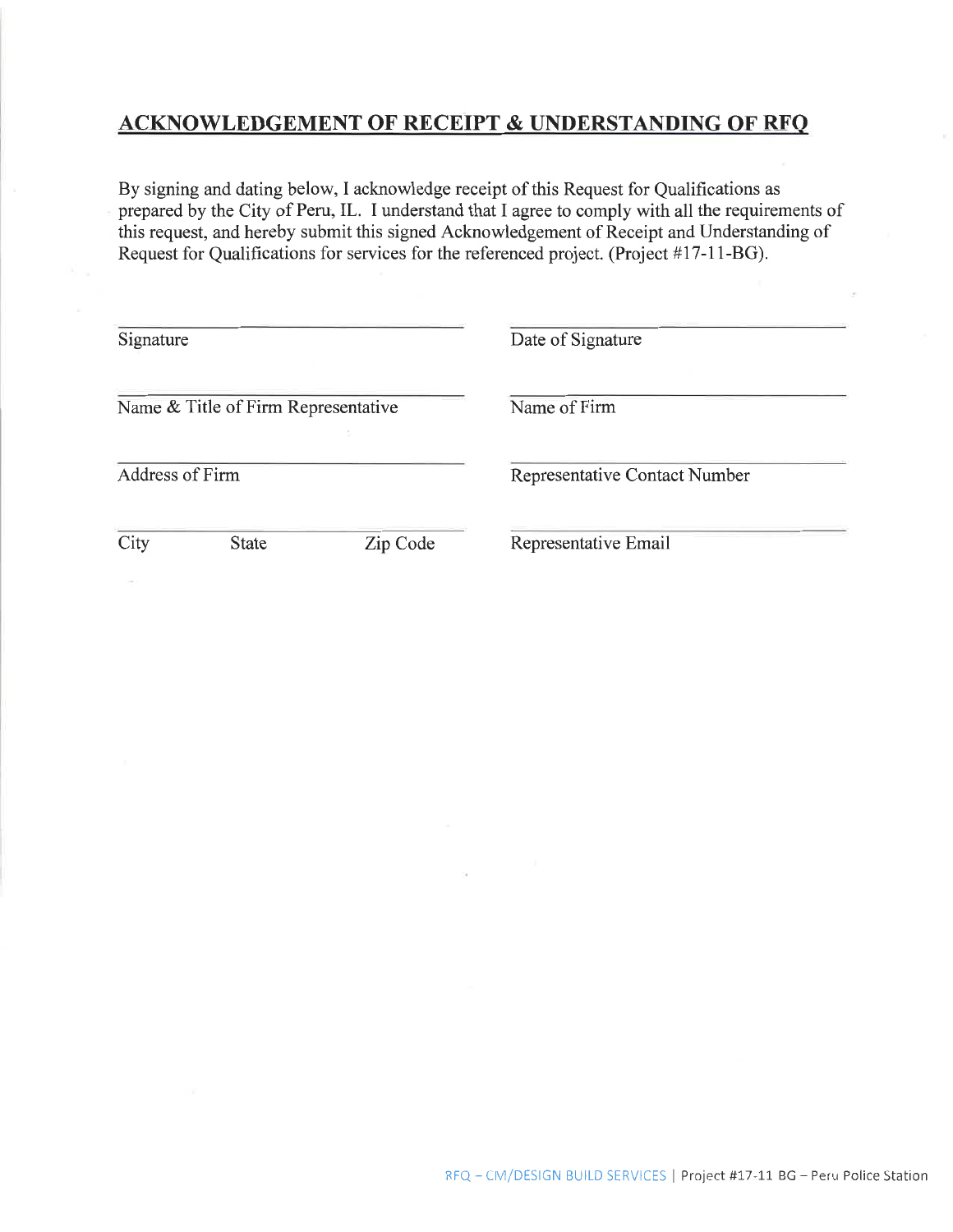## ACKNOWLEDGEMENT OF RECEIPT & UNDERSTANDING OF RFQ

By signing and dating below, I acknowledge receipt of this Request for Qualifications as prepared by the City of Peru, IL. I understand that I agree to comply with all the requirements of this request, and hereby submit this signed Acknowledgement of Receipt and Understanding of Request for Qualifications for services for the referenced project. (Project #17-11-BG).

| | |
|---|---|
| ______________________________ | ______________________________ |
| Signature | Date of Signature |
| ______________________________ | ______________________________ |
| Name & Title of Firm Representative | Name of Firm |
| ______________________________ | ______________________________ |
| Address of Firm | Representative Contact Number |
| ______________________________ | ______________________________ |
| City State Zip Code | Representative Email |